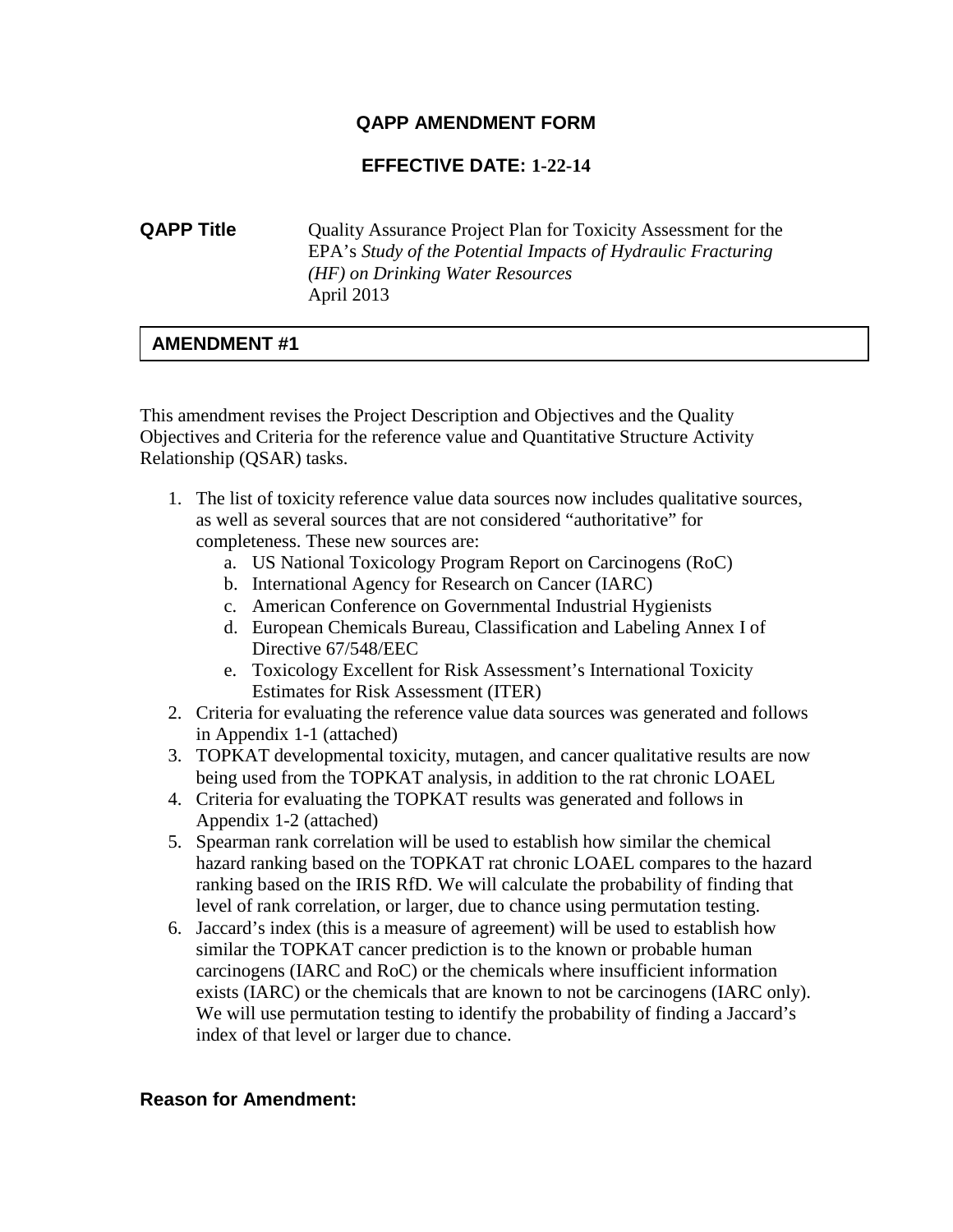# QAPP AMENDMENT FORM

## EFFECTIVE DATE: 1-22-14

**QAPP Title** Quality Assurance Project Plan for Toxicity Assessment for the EPA's *Study of the Potential Impacts of Hydraulic Fracturing (HF) on Drinking Water Resources*
April 2013

| AMENDMENT #1 |
|---|

This amendment revises the Project Description and Objectives and the Quality Objectives and Criteria for the reference value and Quantitative Structure Activity Relationship (QSAR) tasks.

1. The list of toxicity reference value data sources now includes qualitative sources, as well as several sources that are not considered "authoritative" for completeness. These new sources are:
    a. US National Toxicology Program Report on Carcinogens (RoC)
    b. International Agency for Research on Cancer (IARC)
    c. American Conference on Governmental Industrial Hygienists
    d. European Chemicals Bureau, Classification and Labeling Annex I of Directive 67/548/EEC
    e. Toxicology Excellent for Risk Assessment's International Toxicity Estimates for Risk Assessment (ITER)
2. Criteria for evaluating the reference value data sources was generated and follows in Appendix 1-1 (attached)
3. TOPKAT developmental toxicity, mutagen, and cancer qualitative results are now being used from the TOPKAT analysis, in addition to the rat chronic LOAEL
4. Criteria for evaluating the TOPKAT results was generated and follows in Appendix 1-2 (attached)
5. Spearman rank correlation will be used to establish how similar the chemical hazard ranking based on the TOPKAT rat chronic LOAEL compares to the hazard ranking based on the IRIS RfD. We will calculate the probability of finding that level of rank correlation, or larger, due to chance using permutation testing.
6. Jaccard's index (this is a measure of agreement) will be used to establish how similar the TOPKAT cancer prediction is to the known or probable human carcinogens (IARC and RoC) or the chemicals where insufficient information exists (IARC) or the chemicals that are known to not be carcinogens (IARC only). We will use permutation testing to identify the probability of finding a Jaccard's index of that level or larger due to chance.

**Reason for Amendment:**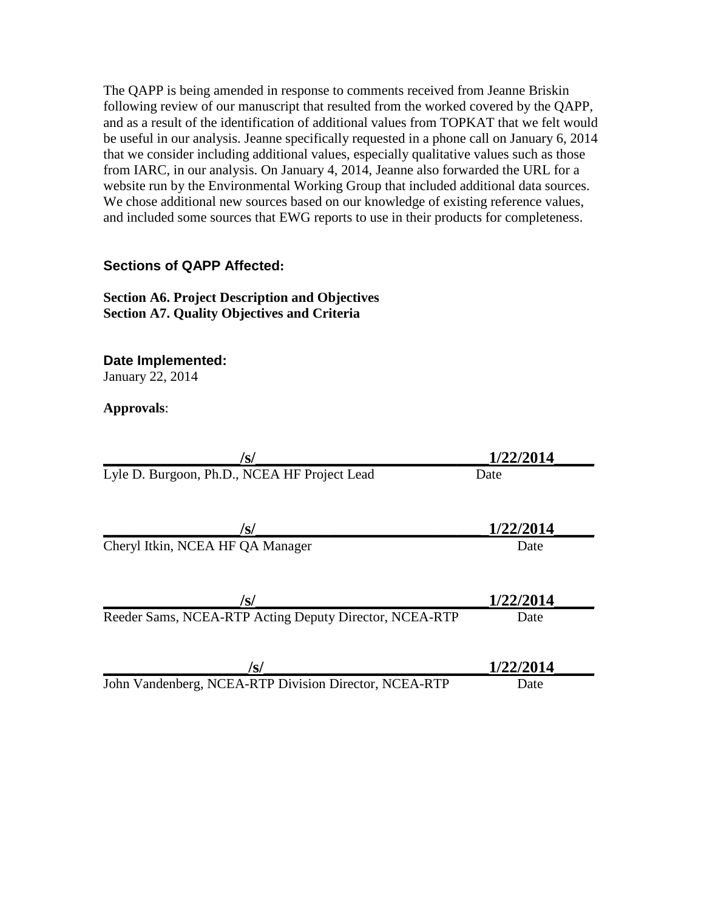The QAPP is being amended in response to comments received from Jeanne Briskin following review of our manuscript that resulted from the worked covered by the QAPP, and as a result of the identification of additional values from TOPKAT that we felt would be useful in our analysis. Jeanne specifically requested in a phone call on January 6, 2014 that we consider including additional values, especially qualitative values such as those from IARC, in our analysis. On January 4, 2014, Jeanne also forwarded the URL for a website run by the Environmental Working Group that included additional data sources. We chose additional new sources based on our knowledge of existing reference values, and included some sources that EWG reports to use in their products for completeness.

### Sections of QAPP Affected:

**Section A6. Project Description and Objectives**
**Section A7. Quality Objectives and Criteria**

### Date Implemented:

January 22, 2014

**Approvals**:

| /s/ | 1/22/2014 |
|---|---|
| Lyle D. Burgoon, Ph.D., NCEA HF Project Lead | Date |
| /s/ | 1/22/2014 |
| Cheryl Itkin, NCEA HF QA Manager | Date |
| /s/ | 1/22/2014 |
| Reeder Sams, NCEA-RTP Acting Deputy Director, NCEA-RTP | Date |
| /s/ | 1/22/2014 |
| John Vandenberg, NCEA-RTP Division Director, NCEA-RTP | Date |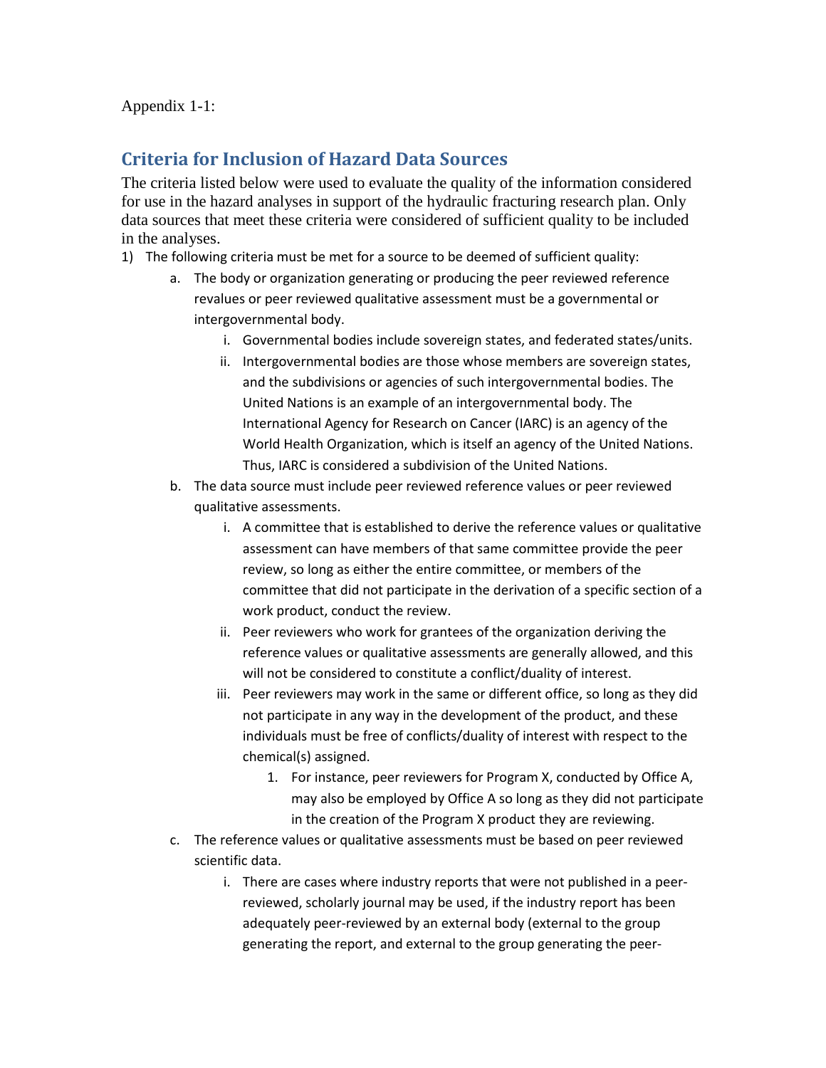Appendix 1-1:

## Criteria for Inclusion of Hazard Data Sources

The criteria listed below were used to evaluate the quality of the information considered for use in the hazard analyses in support of the hydraulic fracturing research plan. Only data sources that meet these criteria were considered of sufficient quality to be included in the analyses.

1) The following criteria must be met for a source to be deemed of sufficient quality:
    a. The body or organization generating or producing the peer reviewed reference revalues or peer reviewed qualitative assessment must be a governmental or intergovernmental body.
        i. Governmental bodies include sovereign states, and federated states/units.
        ii. Intergovernmental bodies are those whose members are sovereign states, and the subdivisions or agencies of such intergovernmental bodies. The United Nations is an example of an intergovernmental body. The International Agency for Research on Cancer (IARC) is an agency of the World Health Organization, which is itself an agency of the United Nations. Thus, IARC is considered a subdivision of the United Nations.
    b. The data source must include peer reviewed reference values or peer reviewed qualitative assessments.
        i. A committee that is established to derive the reference values or qualitative assessment can have members of that same committee provide the peer review, so long as either the entire committee, or members of the committee that did not participate in the derivation of a specific section of a work product, conduct the review.
        ii. Peer reviewers who work for grantees of the organization deriving the reference values or qualitative assessments are generally allowed, and this will not be considered to constitute a conflict/duality of interest.
        iii. Peer reviewers may work in the same or different office, so long as they did not participate in any way in the development of the product, and these individuals must be free of conflicts/duality of interest with respect to the chemical(s) assigned.
            1. For instance, peer reviewers for Program X, conducted by Office A, may also be employed by Office A so long as they did not participate in the creation of the Program X product they are reviewing.
    c. The reference values or qualitative assessments must be based on peer reviewed scientific data.
        i. There are cases where industry reports that were not published in a peer-reviewed, scholarly journal may be used, if the industry report has been adequately peer-reviewed by an external body (external to the group generating the report, and external to the group generating the peer-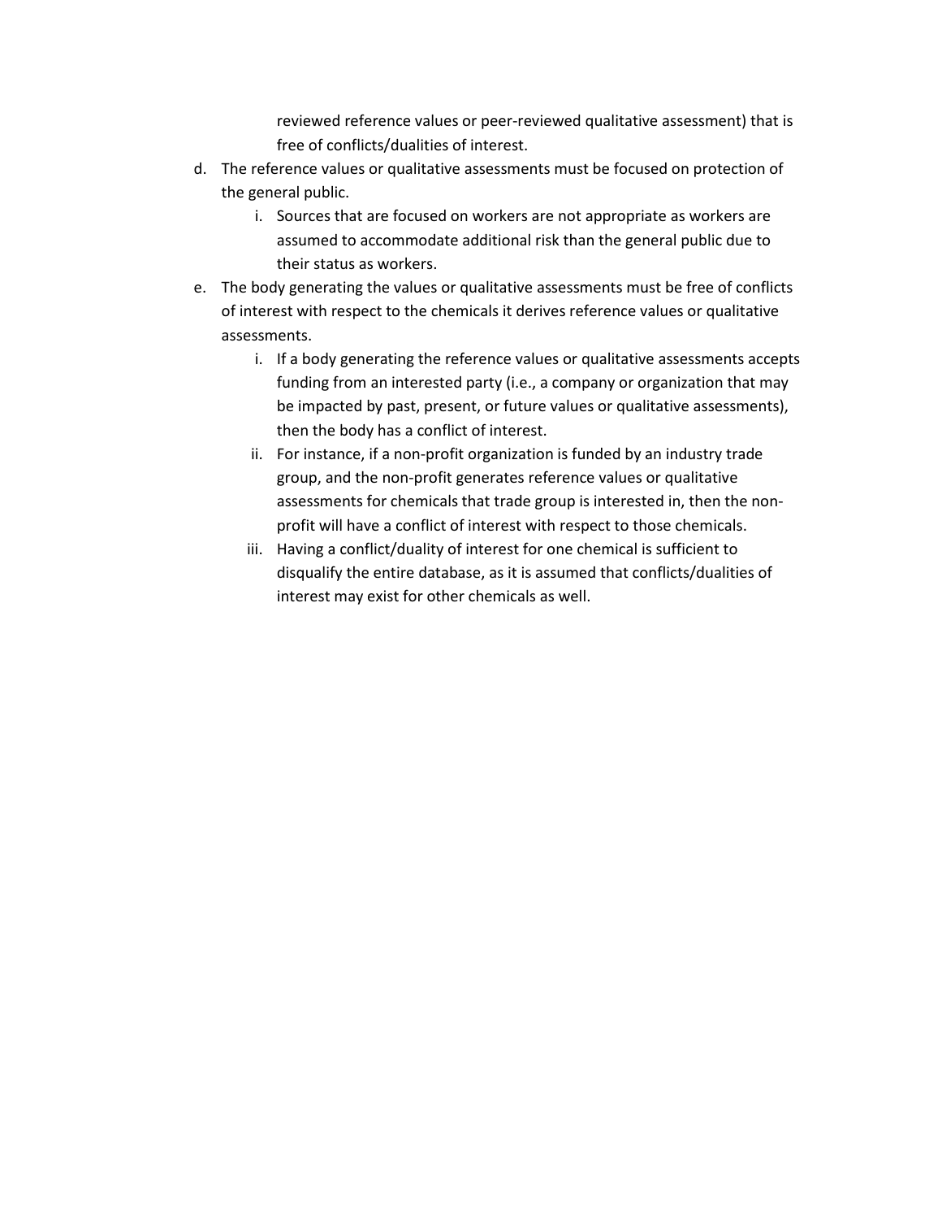reviewed reference values or peer-reviewed qualitative assessment) that is free of conflicts/dualities of interest.

d. The reference values or qualitative assessments must be focused on protection of the general public.
    i. Sources that are focused on workers are not appropriate as workers are assumed to accommodate additional risk than the general public due to their status as workers.
e. The body generating the values or qualitative assessments must be free of conflicts of interest with respect to the chemicals it derives reference values or qualitative assessments.
    i. If a body generating the reference values or qualitative assessments accepts funding from an interested party (i.e., a company or organization that may be impacted by past, present, or future values or qualitative assessments), then the body has a conflict of interest.
    ii. For instance, if a non-profit organization is funded by an industry trade group, and the non-profit generates reference values or qualitative assessments for chemicals that trade group is interested in, then the non-profit will have a conflict of interest with respect to those chemicals.
    iii. Having a conflict/duality of interest for one chemical is sufficient to disqualify the entire database, as it is assumed that conflicts/dualities of interest may exist for other chemicals as well.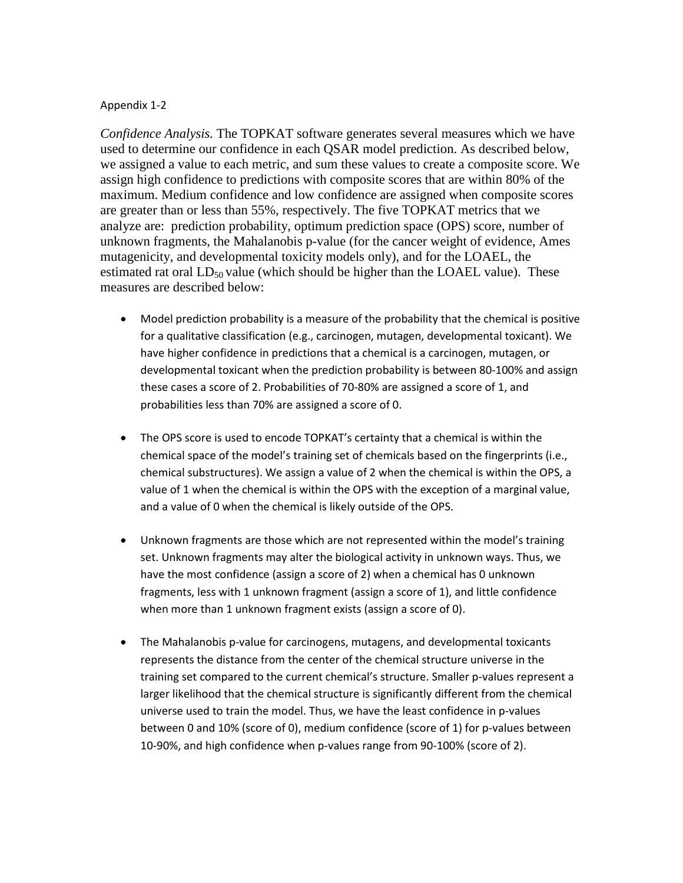Appendix 1-2

*Confidence Analysis.* The TOPKAT software generates several measures which we have used to determine our confidence in each QSAR model prediction. As described below, we assigned a value to each metric, and sum these values to create a composite score. We assign high confidence to predictions with composite scores that are within 80% of the maximum. Medium confidence and low confidence are assigned when composite scores are greater than or less than 55%, respectively. The five TOPKAT metrics that we analyze are: prediction probability, optimum prediction space (OPS) score, number of unknown fragments, the Mahalanobis p-value (for the cancer weight of evidence, Ames mutagenicity, and developmental toxicity models only), and for the LOAEL, the estimated rat oral $LD_{50}$ value (which should be higher than the LOAEL value). These measures are described below:

- Model prediction probability is a measure of the probability that the chemical is positive for a qualitative classification (e.g., carcinogen, mutagen, developmental toxicant). We have higher confidence in predictions that a chemical is a carcinogen, mutagen, or developmental toxicant when the prediction probability is between 80-100% and assign these cases a score of 2. Probabilities of 70-80% are assigned a score of 1, and probabilities less than 70% are assigned a score of 0.

- The OPS score is used to encode TOPKAT's certainty that a chemical is within the chemical space of the model's training set of chemicals based on the fingerprints (i.e., chemical substructures). We assign a value of 2 when the chemical is within the OPS, a value of 1 when the chemical is within the OPS with the exception of a marginal value, and a value of 0 when the chemical is likely outside of the OPS.

- Unknown fragments are those which are not represented within the model's training set. Unknown fragments may alter the biological activity in unknown ways. Thus, we have the most confidence (assign a score of 2) when a chemical has 0 unknown fragments, less with 1 unknown fragment (assign a score of 1), and little confidence when more than 1 unknown fragment exists (assign a score of 0).

- The Mahalanobis p-value for carcinogens, mutagens, and developmental toxicants represents the distance from the center of the chemical structure universe in the training set compared to the current chemical's structure. Smaller p-values represent a larger likelihood that the chemical structure is significantly different from the chemical universe used to train the model. Thus, we have the least confidence in p-values between 0 and 10% (score of 0), medium confidence (score of 1) for p-values between 10-90%, and high confidence when p-values range from 90-100% (score of 2).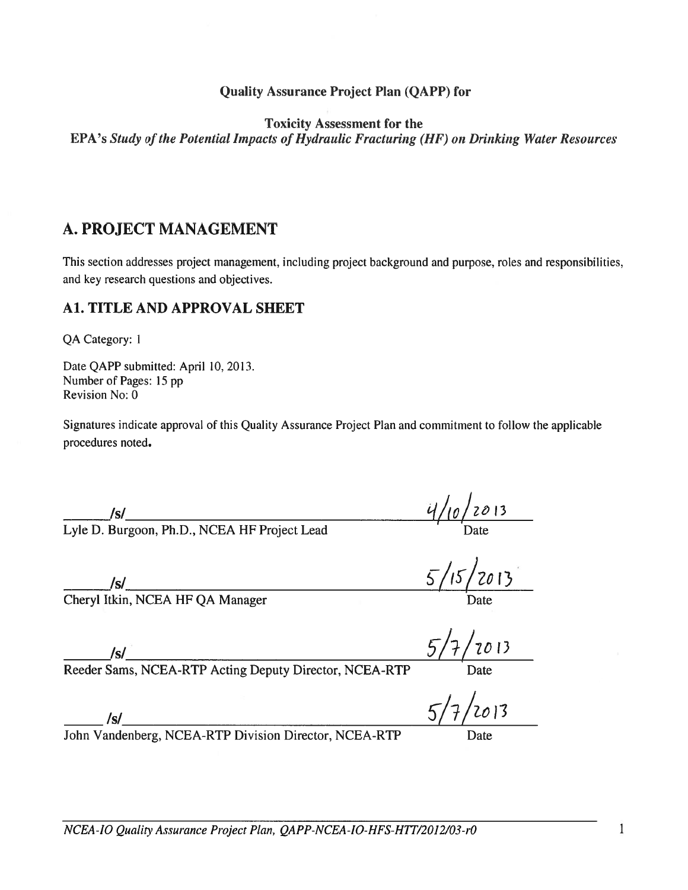**Quality Assurance Project Plan (QAPP) for**

**Toxicity Assessment for the**
**EPA's *Study of the Potential Impacts of Hydraulic Fracturing (HF) on Drinking Water Resources***

# A. PROJECT MANAGEMENT

This section addresses project management, including project background and purpose, roles and responsibilities, and key research questions and objectives.

## A1. TITLE AND APPROVAL SHEET

QA Category: 1

Date QAPP submitted: April 10, 2013.
Number of Pages: 15 pp
Revision No: 0

Signatures indicate approval of this Quality Assurance Project Plan and commitment to follow the applicable procedures noted.

| Signature | Date |
| --- | --- |
| /s/ Lyle D. Burgoon, Ph.D., NCEA HF Project Lead | 4/10/2013 |
| /s/ Cheryl Itkin, NCEA HF QA Manager | 5/15/2013 |
| /s/ Reeder Sams, NCEA-RTP Acting Deputy Director, NCEA-RTP | 5/7/2013 |
| /s/ John Vandenberg, NCEA-RTP Division Director, NCEA-RTP | 5/7/2013 |

*NCEA-IO Quality Assurance Project Plan, QAPP-NCEA-IO-HFS-HTT/2012/03-r0*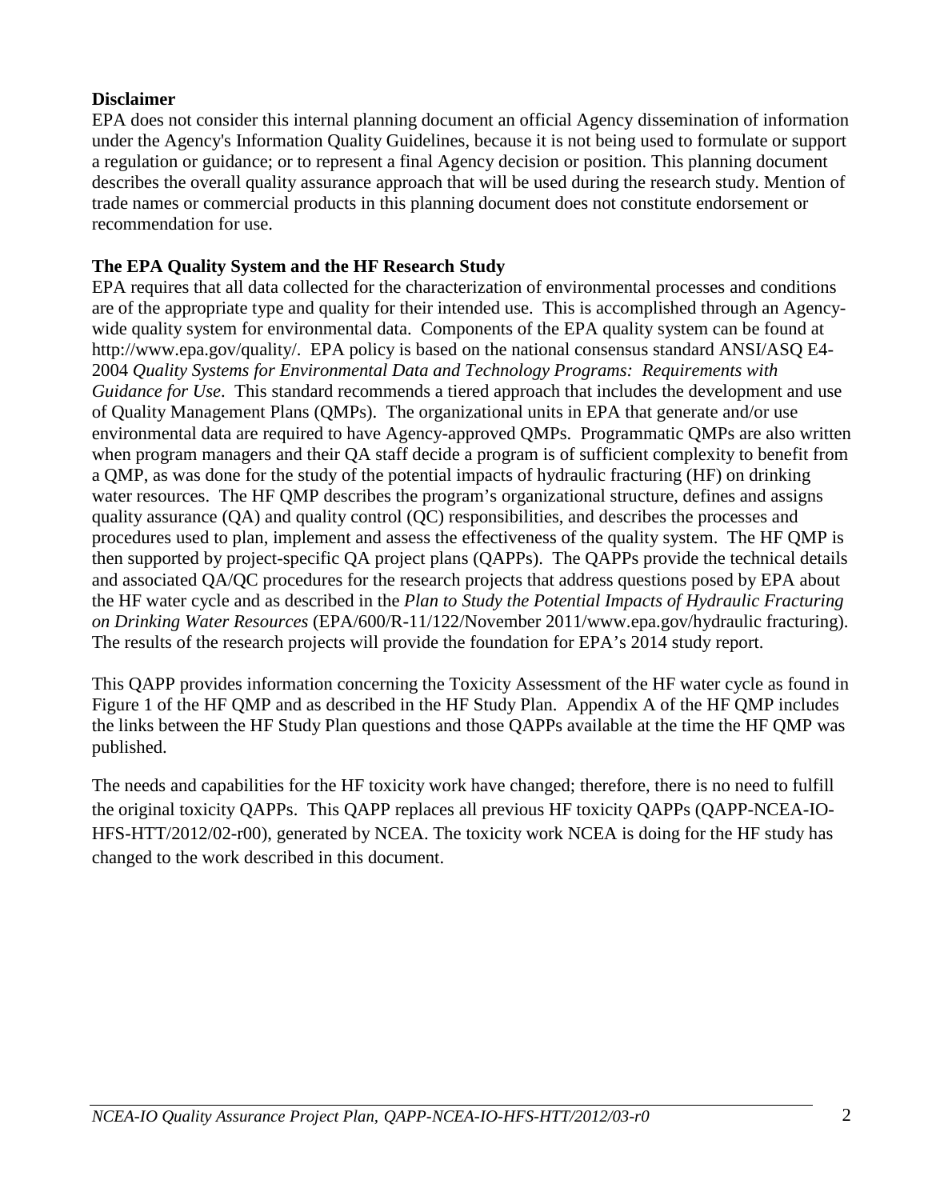**Disclaimer**

EPA does not consider this internal planning document an official Agency dissemination of information under the Agency's Information Quality Guidelines, because it is not being used to formulate or support a regulation or guidance; or to represent a final Agency decision or position. This planning document describes the overall quality assurance approach that will be used during the research study. Mention of trade names or commercial products in this planning document does not constitute endorsement or recommendation for use.

**The EPA Quality System and the HF Research Study**

EPA requires that all data collected for the characterization of environmental processes and conditions are of the appropriate type and quality for their intended use. This is accomplished through an Agency-wide quality system for environmental data. Components of the EPA quality system can be found at http://www.epa.gov/quality/. EPA policy is based on the national consensus standard ANSI/ASQ E4-2004 *Quality Systems for Environmental Data and Technology Programs: Requirements with Guidance for Use*. This standard recommends a tiered approach that includes the development and use of Quality Management Plans (QMPs). The organizational units in EPA that generate and/or use environmental data are required to have Agency-approved QMPs. Programmatic QMPs are also written when program managers and their QA staff decide a program is of sufficient complexity to benefit from a QMP, as was done for the study of the potential impacts of hydraulic fracturing (HF) on drinking water resources. The HF QMP describes the program's organizational structure, defines and assigns quality assurance (QA) and quality control (QC) responsibilities, and describes the processes and procedures used to plan, implement and assess the effectiveness of the quality system. The HF QMP is then supported by project-specific QA project plans (QAPPs). The QAPPs provide the technical details and associated QA/QC procedures for the research projects that address questions posed by EPA about the HF water cycle and as described in the *Plan to Study the Potential Impacts of Hydraulic Fracturing on Drinking Water Resources* (EPA/600/R-11/122/November 2011/www.epa.gov/hydraulic fracturing). The results of the research projects will provide the foundation for EPA's 2014 study report.

This QAPP provides information concerning the Toxicity Assessment of the HF water cycle as found in Figure 1 of the HF QMP and as described in the HF Study Plan. Appendix A of the HF QMP includes the links between the HF Study Plan questions and those QAPPs available at the time the HF QMP was published.

The needs and capabilities for the HF toxicity work have changed; therefore, there is no need to fulfill the original toxicity QAPPs. This QAPP replaces all previous HF toxicity QAPPs (QAPP-NCEA-IO-HFS-HTT/2012/02-r00), generated by NCEA. The toxicity work NCEA is doing for the HF study has changed to the work described in this document.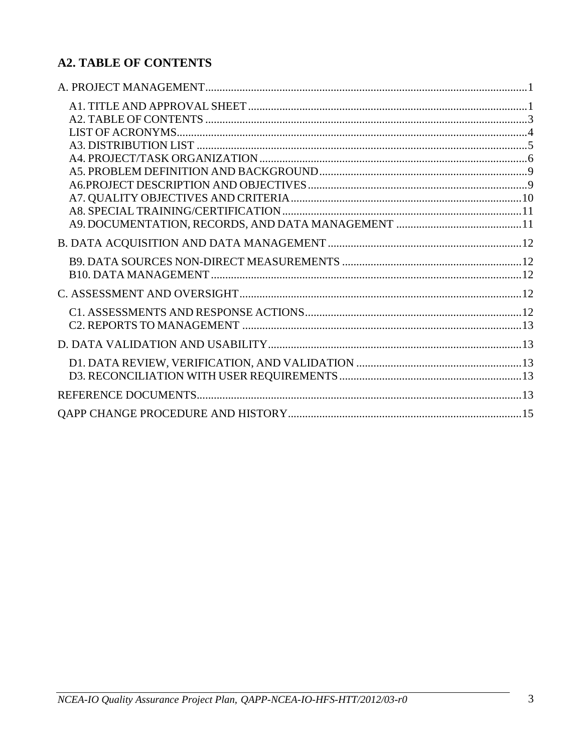## A2. TABLE OF CONTENTS

A. PROJECT MANAGEMENT ........................................................................ 1

- A1. TITLE AND APPROVAL SHEET ........................................................ 1
- A2. TABLE OF CONTENTS ....................................................................... 3
- LIST OF ACRONYMS .................................................................................. 4
- A3. DISTRIBUTION LIST ........................................................................... 5
- A4. PROJECT/TASK ORGANIZATION ..................................................... 6
- A5. PROBLEM DEFINITION AND BACKGROUND ................................. 9
- A6.PROJECT DESCRIPTION AND OBJECTIVES ..................................... 9
- A7. QUALITY OBJECTIVES AND CRITERIA ......................................... 10
- A8. SPECIAL TRAINING/CERTIFICATION ............................................ 11
- A9. DOCUMENTATION, RECORDS, AND DATA MANAGEMENT ........ 11

B. DATA ACQUISITION AND DATA MANAGEMENT ................................ 12

- B9. DATA SOURCES NON-DIRECT MEASUREMENTS .......................... 12
- B10. DATA MANAGEMENT ..................................................................... 12

C. ASSESSMENT AND OVERSIGHT ............................................................ 12

- C1. ASSESSMENTS AND RESPONSE ACTIONS ..................................... 12
- C2. REPORTS TO MANAGEMENT .......................................................... 13

D. DATA VALIDATION AND USABILITY .................................................. 13

- D1. DATA REVIEW, VERIFICATION, AND VALIDATION ..................... 13
- D3. RECONCILIATION WITH USER REQUIREMENTS .......................... 13

REFERENCE DOCUMENTS ............................................................................ 13

QAPP CHANGE PROCEDURE AND HISTORY ............................................. 15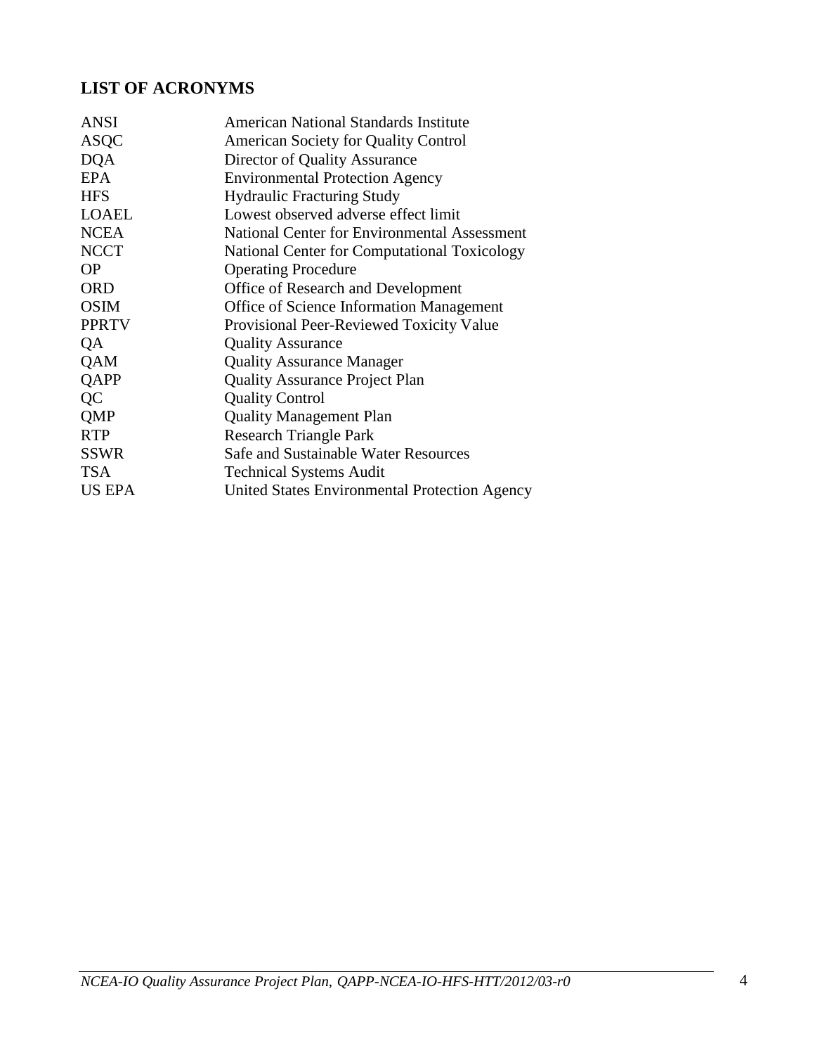## LIST OF ACRONYMS

| | |
|---|---|
| ANSI | American National Standards Institute |
| ASQC | American Society for Quality Control |
| DQA | Director of Quality Assurance |
| EPA | Environmental Protection Agency |
| HFS | Hydraulic Fracturing Study |
| LOAEL | Lowest observed adverse effect limit |
| NCEA | National Center for Environmental Assessment |
| NCCT | National Center for Computational Toxicology |
| OP | Operating Procedure |
| ORD | Office of Research and Development |
| OSIM | Office of Science Information Management |
| PPRTV | Provisional Peer-Reviewed Toxicity Value |
| QA | Quality Assurance |
| QAM | Quality Assurance Manager |
| QAPP | Quality Assurance Project Plan |
| QC | Quality Control |
| QMP | Quality Management Plan |
| RTP | Research Triangle Park |
| SSWR | Safe and Sustainable Water Resources |
| TSA | Technical Systems Audit |
| US EPA | United States Environmental Protection Agency |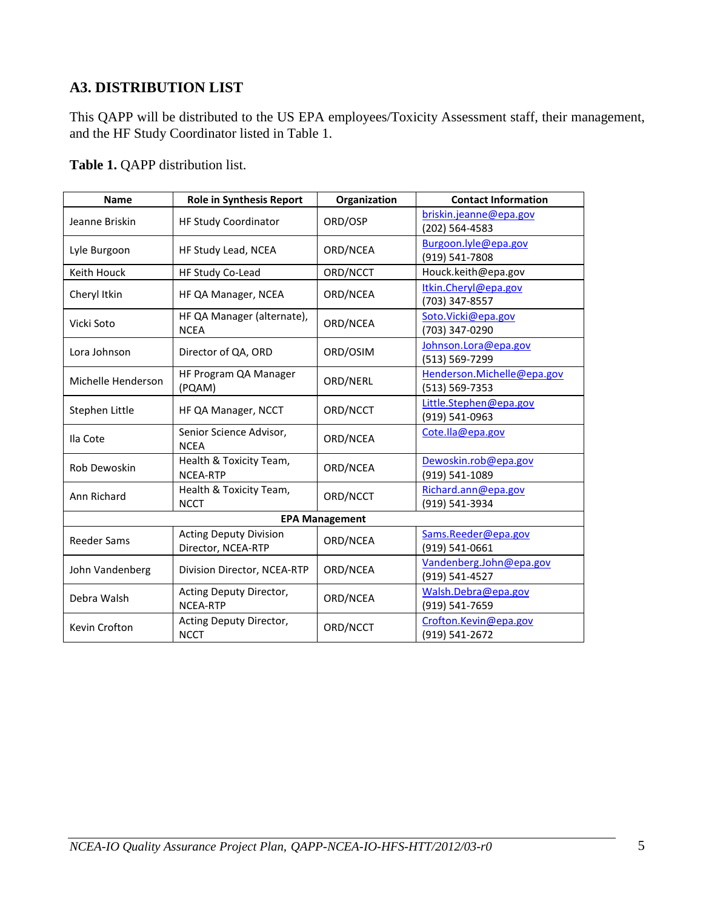## A3. DISTRIBUTION LIST

This QAPP will be distributed to the US EPA employees/Toxicity Assessment staff, their management, and the HF Study Coordinator listed in Table 1.

**Table 1.** QAPP distribution list.

| Name | Role in Synthesis Report | Organization | Contact Information |
|---|---|---|---|
| Jeanne Briskin | HF Study Coordinator | ORD/OSP | briskin.jeanne@epa.gov (202) 564-4583 |
| Lyle Burgoon | HF Study Lead, NCEA | ORD/NCEA | Burgoon.lyle@epa.gov (919) 541-7808 |
| Keith Houck | HF Study Co-Lead | ORD/NCCT | Houck.keith@epa.gov |
| Cheryl Itkin | HF QA Manager, NCEA | ORD/NCEA | Itkin.Cheryl@epa.gov (703) 347-8557 |
| Vicki Soto | HF QA Manager (alternate), NCEA | ORD/NCEA | Soto.Vicki@epa.gov (703) 347-0290 |
| Lora Johnson | Director of QA, ORD | ORD/OSIM | Johnson.Lora@epa.gov (513) 569-7299 |
| Michelle Henderson | HF Program QA Manager (PQAM) | ORD/NERL | Henderson.Michelle@epa.gov (513) 569-7353 |
| Stephen Little | HF QA Manager, NCCT | ORD/NCCT | Little.Stephen@epa.gov (919) 541-0963 |
| Ila Cote | Senior Science Advisor, NCEA | ORD/NCEA | Cote.Ila@epa.gov |
| Rob Dewoskin | Health & Toxicity Team, NCEA-RTP | ORD/NCEA | Dewoskin.rob@epa.gov (919) 541-1089 |
| Ann Richard | Health & Toxicity Team, NCCT | ORD/NCCT | Richard.ann@epa.gov (919) 541-3934 |
| **EPA Management** | | | |
| Reeder Sams | Acting Deputy Division Director, NCEA-RTP | ORD/NCEA | Sams.Reeder@epa.gov (919) 541-0661 |
| John Vandenberg | Division Director, NCEA-RTP | ORD/NCEA | Vandenberg.John@epa.gov (919) 541-4527 |
| Debra Walsh | Acting Deputy Director, NCEA-RTP | ORD/NCEA | Walsh.Debra@epa.gov (919) 541-7659 |
| Kevin Crofton | Acting Deputy Director, NCCT | ORD/NCCT | Crofton.Kevin@epa.gov (919) 541-2672 |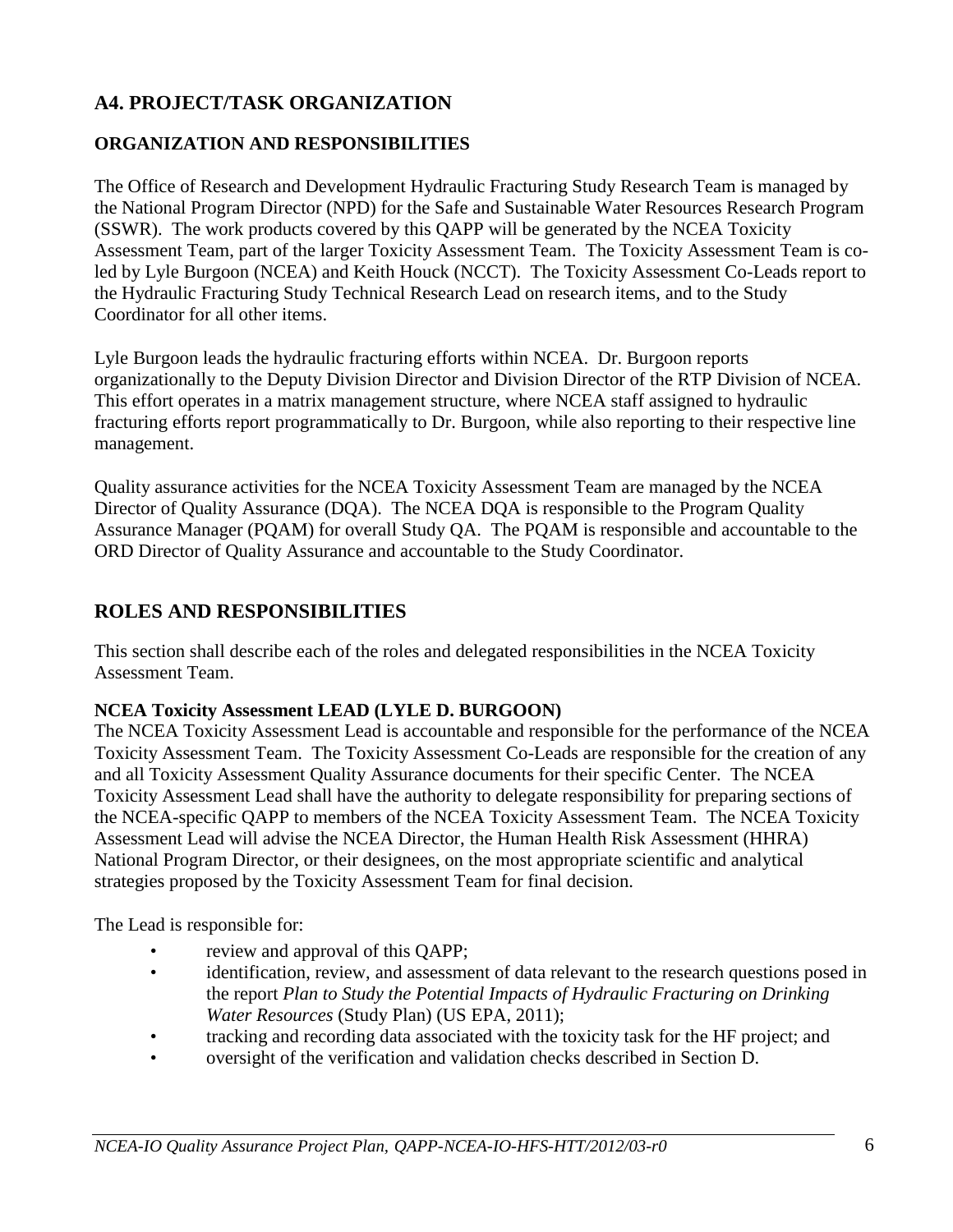## A4. PROJECT/TASK ORGANIZATION

### ORGANIZATION AND RESPONSIBILITIES

The Office of Research and Development Hydraulic Fracturing Study Research Team is managed by the National Program Director (NPD) for the Safe and Sustainable Water Resources Research Program (SSWR). The work products covered by this QAPP will be generated by the NCEA Toxicity Assessment Team, part of the larger Toxicity Assessment Team. The Toxicity Assessment Team is co-led by Lyle Burgoon (NCEA) and Keith Houck (NCCT). The Toxicity Assessment Co-Leads report to the Hydraulic Fracturing Study Technical Research Lead on research items, and to the Study Coordinator for all other items.

Lyle Burgoon leads the hydraulic fracturing efforts within NCEA. Dr. Burgoon reports organizationally to the Deputy Division Director and Division Director of the RTP Division of NCEA. This effort operates in a matrix management structure, where NCEA staff assigned to hydraulic fracturing efforts report programmatically to Dr. Burgoon, while also reporting to their respective line management.

Quality assurance activities for the NCEA Toxicity Assessment Team are managed by the NCEA Director of Quality Assurance (DQA). The NCEA DQA is responsible to the Program Quality Assurance Manager (PQAM) for overall Study QA. The PQAM is responsible and accountable to the ORD Director of Quality Assurance and accountable to the Study Coordinator.

## ROLES AND RESPONSIBILITIES

This section shall describe each of the roles and delegated responsibilities in the NCEA Toxicity Assessment Team.

**NCEA Toxicity Assessment LEAD (LYLE D. BURGOON)**

The NCEA Toxicity Assessment Lead is accountable and responsible for the performance of the NCEA Toxicity Assessment Team. The Toxicity Assessment Co-Leads are responsible for the creation of any and all Toxicity Assessment Quality Assurance documents for their specific Center. The NCEA Toxicity Assessment Lead shall have the authority to delegate responsibility for preparing sections of the NCEA-specific QAPP to members of the NCEA Toxicity Assessment Team. The NCEA Toxicity Assessment Lead will advise the NCEA Director, the Human Health Risk Assessment (HHRA) National Program Director, or their designees, on the most appropriate scientific and analytical strategies proposed by the Toxicity Assessment Team for final decision.

The Lead is responsible for:

- review and approval of this QAPP;
- identification, review, and assessment of data relevant to the research questions posed in the report *Plan to Study the Potential Impacts of Hydraulic Fracturing on Drinking Water Resources* (Study Plan) (US EPA, 2011);
- tracking and recording data associated with the toxicity task for the HF project; and
- oversight of the verification and validation checks described in Section D.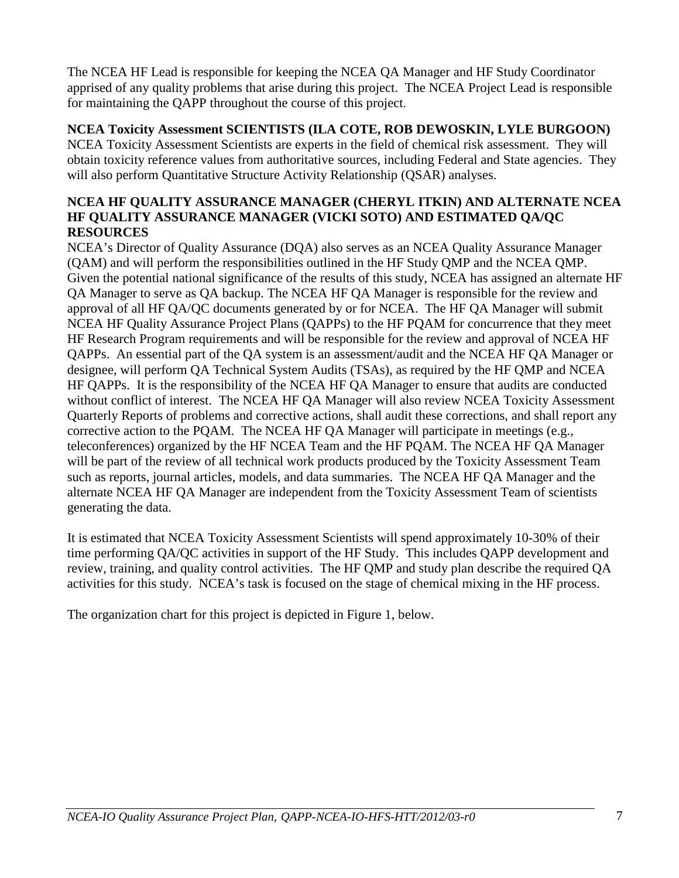The NCEA HF Lead is responsible for keeping the NCEA QA Manager and HF Study Coordinator apprised of any quality problems that arise during this project. The NCEA Project Lead is responsible for maintaining the QAPP throughout the course of this project.

**NCEA Toxicity Assessment SCIENTISTS (ILA COTE, ROB DEWOSKIN, LYLE BURGOON)**
NCEA Toxicity Assessment Scientists are experts in the field of chemical risk assessment. They will obtain toxicity reference values from authoritative sources, including Federal and State agencies. They will also perform Quantitative Structure Activity Relationship (QSAR) analyses.

**NCEA HF QUALITY ASSURANCE MANAGER (CHERYL ITKIN) AND ALTERNATE NCEA HF QUALITY ASSURANCE MANAGER (VICKI SOTO) AND ESTIMATED QA/QC RESOURCES**
NCEA's Director of Quality Assurance (DQA) also serves as an NCEA Quality Assurance Manager (QAM) and will perform the responsibilities outlined in the HF Study QMP and the NCEA QMP. Given the potential national significance of the results of this study, NCEA has assigned an alternate HF QA Manager to serve as QA backup. The NCEA HF QA Manager is responsible for the review and approval of all HF QA/QC documents generated by or for NCEA. The HF QA Manager will submit NCEA HF Quality Assurance Project Plans (QAPPs) to the HF PQAM for concurrence that they meet HF Research Program requirements and will be responsible for the review and approval of NCEA HF QAPPs. An essential part of the QA system is an assessment/audit and the NCEA HF QA Manager or designee, will perform QA Technical System Audits (TSAs), as required by the HF QMP and NCEA HF QAPPs. It is the responsibility of the NCEA HF QA Manager to ensure that audits are conducted without conflict of interest. The NCEA HF QA Manager will also review NCEA Toxicity Assessment Quarterly Reports of problems and corrective actions, shall audit these corrections, and shall report any corrective action to the PQAM. The NCEA HF QA Manager will participate in meetings (e.g., teleconferences) organized by the HF NCEA Team and the HF PQAM. The NCEA HF QA Manager will be part of the review of all technical work products produced by the Toxicity Assessment Team such as reports, journal articles, models, and data summaries. The NCEA HF QA Manager and the alternate NCEA HF QA Manager are independent from the Toxicity Assessment Team of scientists generating the data.

It is estimated that NCEA Toxicity Assessment Scientists will spend approximately 10-30% of their time performing QA/QC activities in support of the HF Study. This includes QAPP development and review, training, and quality control activities. The HF QMP and study plan describe the required QA activities for this study. NCEA's task is focused on the stage of chemical mixing in the HF process.

The organization chart for this project is depicted in Figure 1, below.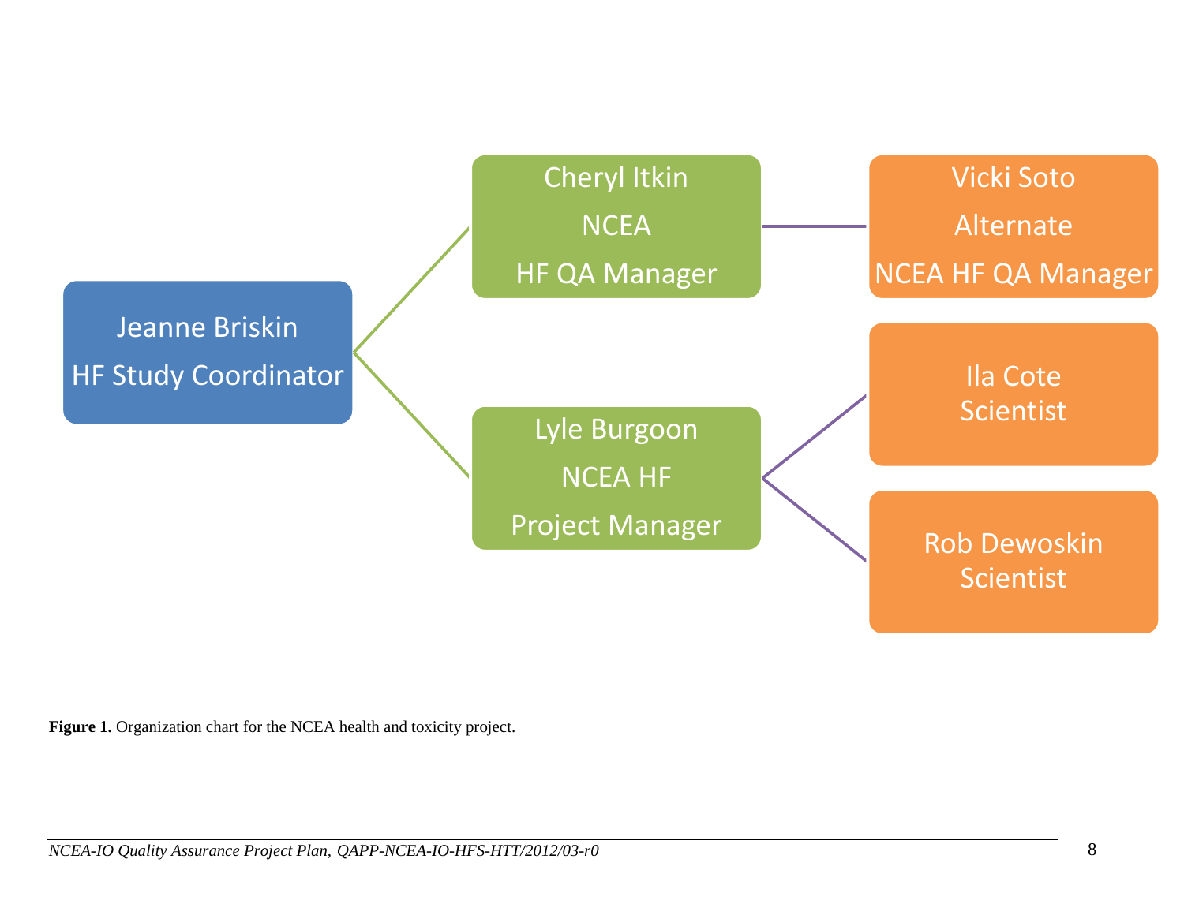- Jeanne Briskin
  HF Study Coordinator
  - Cheryl Itkin
    NCEA
    HF QA Manager
    - Vicki Soto
      Alternate
      NCEA HF QA Manager
  - Lyle Burgoon
    NCEA HF
    Project Manager
    - Ila Cote
      Scientist
    - Rob Dewoskin
      Scientist

**Figure 1.** Organization chart for the NCEA health and toxicity project.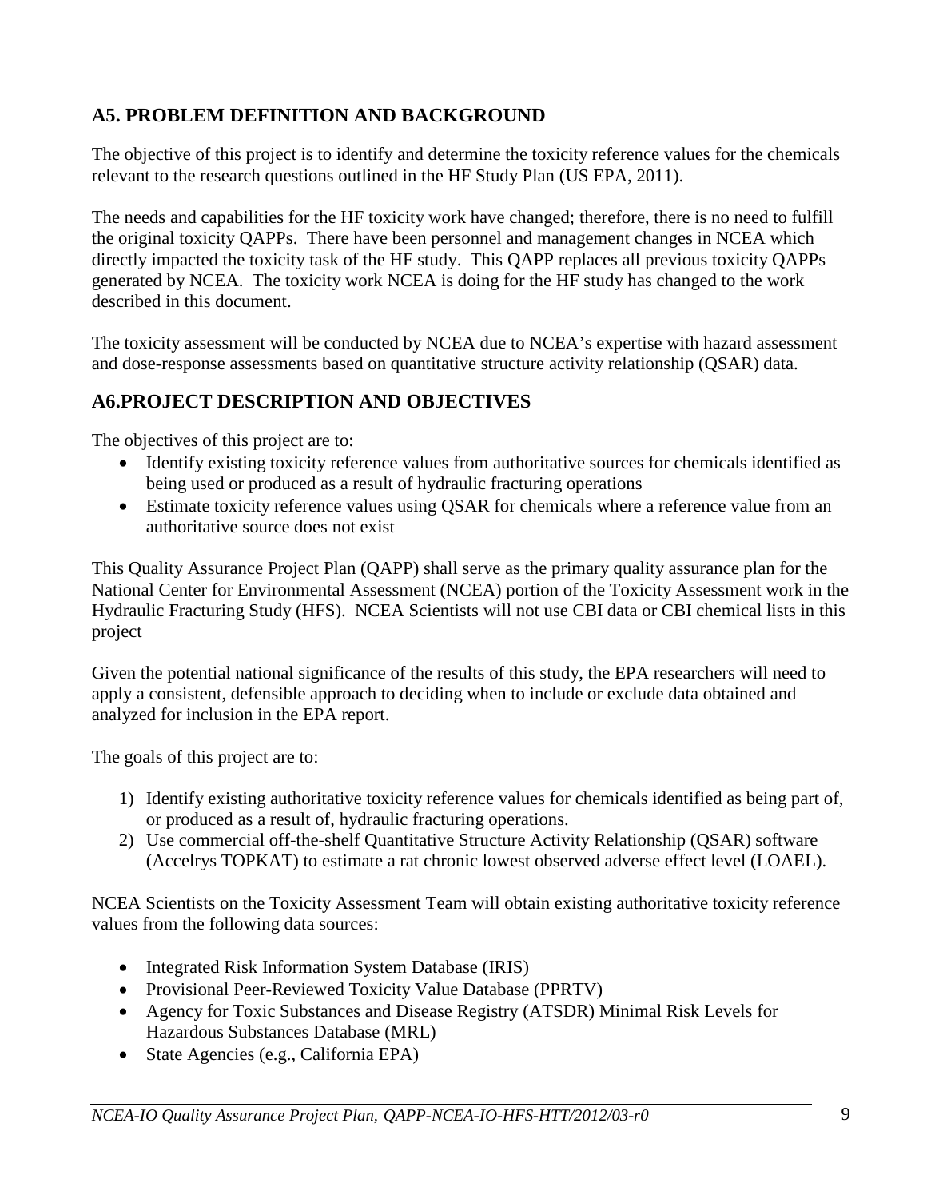## A5. PROBLEM DEFINITION AND BACKGROUND

The objective of this project is to identify and determine the toxicity reference values for the chemicals relevant to the research questions outlined in the HF Study Plan (US EPA, 2011).

The needs and capabilities for the HF toxicity work have changed; therefore, there is no need to fulfill the original toxicity QAPPs. There have been personnel and management changes in NCEA which directly impacted the toxicity task of the HF study. This QAPP replaces all previous toxicity QAPPs generated by NCEA. The toxicity work NCEA is doing for the HF study has changed to the work described in this document.

The toxicity assessment will be conducted by NCEA due to NCEA's expertise with hazard assessment and dose-response assessments based on quantitative structure activity relationship (QSAR) data.

## A6.PROJECT DESCRIPTION AND OBJECTIVES

The objectives of this project are to:

- Identify existing toxicity reference values from authoritative sources for chemicals identified as being used or produced as a result of hydraulic fracturing operations
- Estimate toxicity reference values using QSAR for chemicals where a reference value from an authoritative source does not exist

This Quality Assurance Project Plan (QAPP) shall serve as the primary quality assurance plan for the National Center for Environmental Assessment (NCEA) portion of the Toxicity Assessment work in the Hydraulic Fracturing Study (HFS). NCEA Scientists will not use CBI data or CBI chemical lists in this project

Given the potential national significance of the results of this study, the EPA researchers will need to apply a consistent, defensible approach to deciding when to include or exclude data obtained and analyzed for inclusion in the EPA report.

The goals of this project are to:

1) Identify existing authoritative toxicity reference values for chemicals identified as being part of, or produced as a result of, hydraulic fracturing operations.
2) Use commercial off-the-shelf Quantitative Structure Activity Relationship (QSAR) software (Accelrys TOPKAT) to estimate a rat chronic lowest observed adverse effect level (LOAEL).

NCEA Scientists on the Toxicity Assessment Team will obtain existing authoritative toxicity reference values from the following data sources:

- Integrated Risk Information System Database (IRIS)
- Provisional Peer-Reviewed Toxicity Value Database (PPRTV)
- Agency for Toxic Substances and Disease Registry (ATSDR) Minimal Risk Levels for Hazardous Substances Database (MRL)
- State Agencies (e.g., California EPA)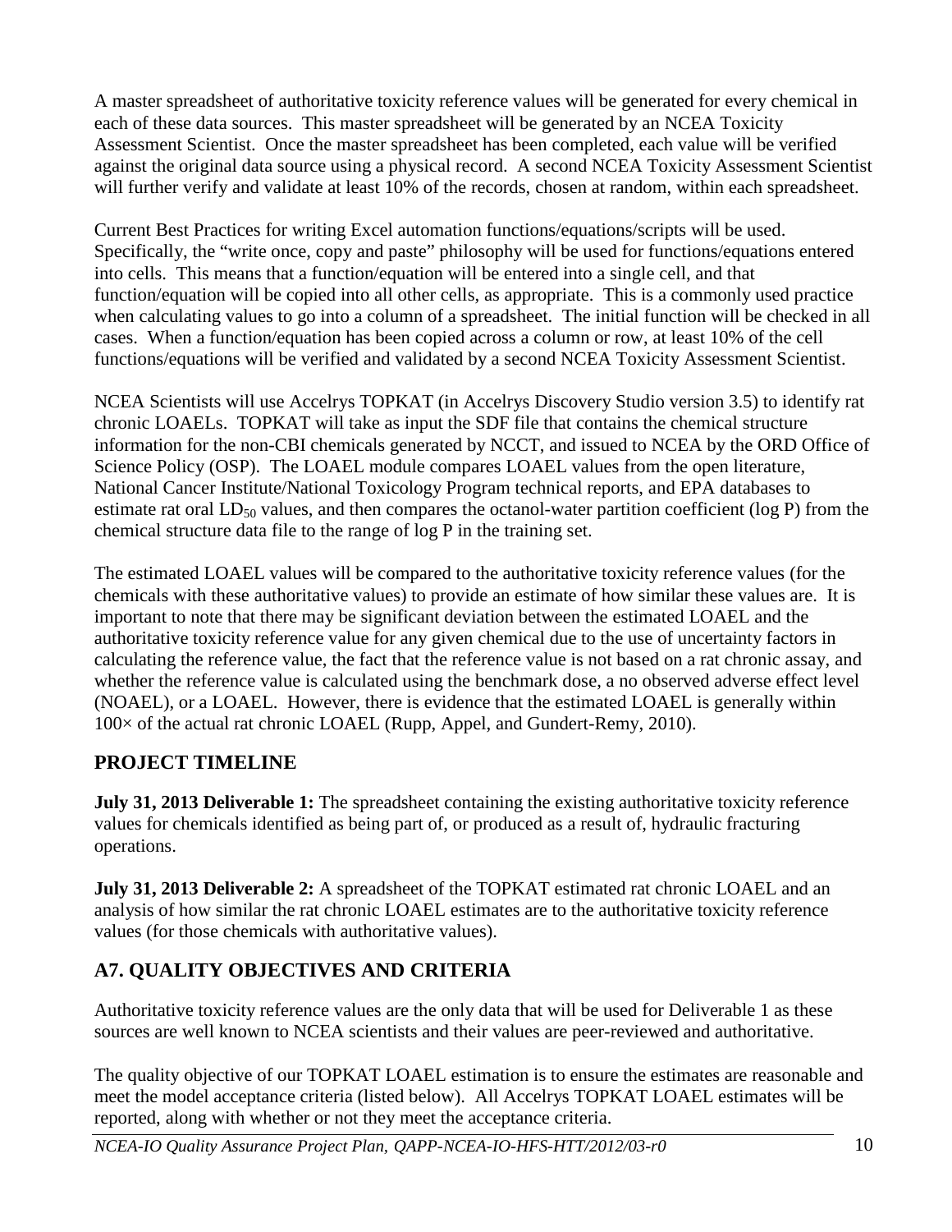A master spreadsheet of authoritative toxicity reference values will be generated for every chemical in each of these data sources. This master spreadsheet will be generated by an NCEA Toxicity Assessment Scientist. Once the master spreadsheet has been completed, each value will be verified against the original data source using a physical record. A second NCEA Toxicity Assessment Scientist will further verify and validate at least 10% of the records, chosen at random, within each spreadsheet.

Current Best Practices for writing Excel automation functions/equations/scripts will be used. Specifically, the "write once, copy and paste" philosophy will be used for functions/equations entered into cells. This means that a function/equation will be entered into a single cell, and that function/equation will be copied into all other cells, as appropriate. This is a commonly used practice when calculating values to go into a column of a spreadsheet. The initial function will be checked in all cases. When a function/equation has been copied across a column or row, at least 10% of the cell functions/equations will be verified and validated by a second NCEA Toxicity Assessment Scientist.

NCEA Scientists will use Accelrys TOPKAT (in Accelrys Discovery Studio version 3.5) to identify rat chronic LOAELs. TOPKAT will take as input the SDF file that contains the chemical structure information for the non-CBI chemicals generated by NCCT, and issued to NCEA by the ORD Office of Science Policy (OSP). The LOAEL module compares LOAEL values from the open literature, National Cancer Institute/National Toxicology Program technical reports, and EPA databases to estimate rat oral $LD_{50}$ values, and then compares the octanol-water partition coefficient (log P) from the chemical structure data file to the range of log P in the training set.

The estimated LOAEL values will be compared to the authoritative toxicity reference values (for the chemicals with these authoritative values) to provide an estimate of how similar these values are. It is important to note that there may be significant deviation between the estimated LOAEL and the authoritative toxicity reference value for any given chemical due to the use of uncertainty factors in calculating the reference value, the fact that the reference value is not based on a rat chronic assay, and whether the reference value is calculated using the benchmark dose, a no observed adverse effect level (NOAEL), or a LOAEL. However, there is evidence that the estimated LOAEL is generally within 100× of the actual rat chronic LOAEL (Rupp, Appel, and Gundert-Remy, 2010).

## PROJECT TIMELINE

**July 31, 2013 Deliverable 1:** The spreadsheet containing the existing authoritative toxicity reference values for chemicals identified as being part of, or produced as a result of, hydraulic fracturing operations.

**July 31, 2013 Deliverable 2:** A spreadsheet of the TOPKAT estimated rat chronic LOAEL and an analysis of how similar the rat chronic LOAEL estimates are to the authoritative toxicity reference values (for those chemicals with authoritative values).

## A7. QUALITY OBJECTIVES AND CRITERIA

Authoritative toxicity reference values are the only data that will be used for Deliverable 1 as these sources are well known to NCEA scientists and their values are peer-reviewed and authoritative.

The quality objective of our TOPKAT LOAEL estimation is to ensure the estimates are reasonable and meet the model acceptance criteria (listed below). All Accelrys TOPKAT LOAEL estimates will be reported, along with whether or not they meet the acceptance criteria.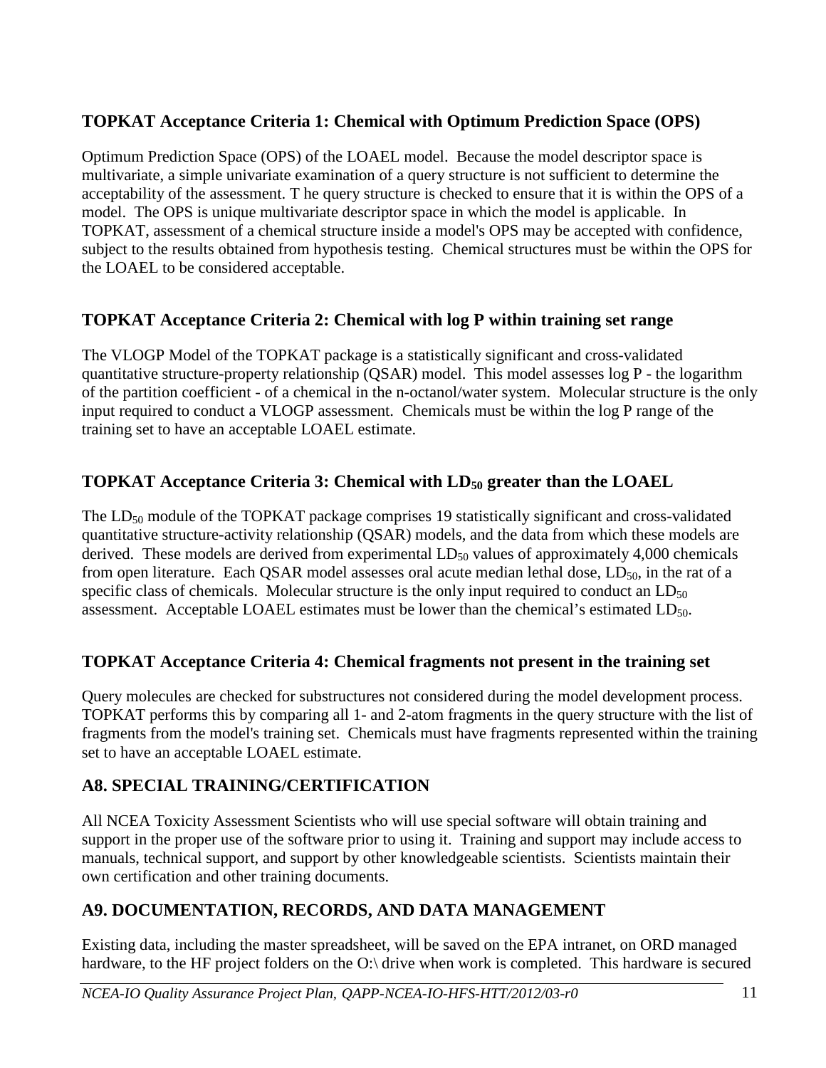### TOPKAT Acceptance Criteria 1: Chemical with Optimum Prediction Space (OPS)

Optimum Prediction Space (OPS) of the LOAEL model. Because the model descriptor space is multivariate, a simple univariate examination of a query structure is not sufficient to determine the acceptability of the assessment. T he query structure is checked to ensure that it is within the OPS of a model. The OPS is unique multivariate descriptor space in which the model is applicable. In TOPKAT, assessment of a chemical structure inside a model's OPS may be accepted with confidence, subject to the results obtained from hypothesis testing. Chemical structures must be within the OPS for the LOAEL to be considered acceptable.

### TOPKAT Acceptance Criteria 2: Chemical with log P within training set range

The VLOGP Model of the TOPKAT package is a statistically significant and cross-validated quantitative structure-property relationship (QSAR) model. This model assesses log P - the logarithm of the partition coefficient - of a chemical in the n-octanol/water system. Molecular structure is the only input required to conduct a VLOGP assessment. Chemicals must be within the log P range of the training set to have an acceptable LOAEL estimate.

### TOPKAT Acceptance Criteria 3: Chemical with $LD_{50}$ greater than the LOAEL

The $LD_{50}$ module of the TOPKAT package comprises 19 statistically significant and cross-validated quantitative structure-activity relationship (QSAR) models, and the data from which these models are derived. These models are derived from experimental $LD_{50}$ values of approximately 4,000 chemicals from open literature. Each QSAR model assesses oral acute median lethal dose, $LD_{50}$, in the rat of a specific class of chemicals. Molecular structure is the only input required to conduct an $LD_{50}$ assessment. Acceptable LOAEL estimates must be lower than the chemical's estimated $LD_{50}$.

### TOPKAT Acceptance Criteria 4: Chemical fragments not present in the training set

Query molecules are checked for substructures not considered during the model development process. TOPKAT performs this by comparing all 1- and 2-atom fragments in the query structure with the list of fragments from the model's training set. Chemicals must have fragments represented within the training set to have an acceptable LOAEL estimate.

## A8. SPECIAL TRAINING/CERTIFICATION

All NCEA Toxicity Assessment Scientists who will use special software will obtain training and support in the proper use of the software prior to using it. Training and support may include access to manuals, technical support, and support by other knowledgeable scientists. Scientists maintain their own certification and other training documents.

## A9. DOCUMENTATION, RECORDS, AND DATA MANAGEMENT

Existing data, including the master spreadsheet, will be saved on the EPA intranet, on ORD managed hardware, to the HF project folders on the O:\ drive when work is completed. This hardware is secured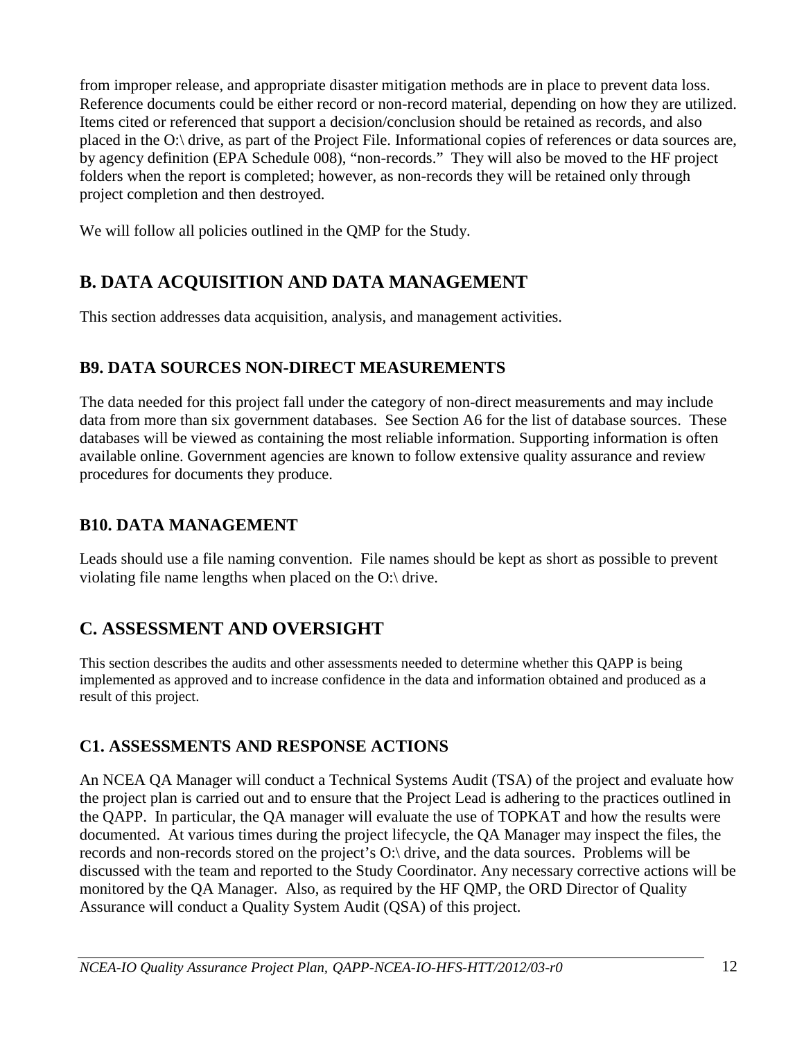from improper release, and appropriate disaster mitigation methods are in place to prevent data loss. Reference documents could be either record or non-record material, depending on how they are utilized. Items cited or referenced that support a decision/conclusion should be retained as records, and also placed in the O:\ drive, as part of the Project File. Informational copies of references or data sources are, by agency definition (EPA Schedule 008), "non-records." They will also be moved to the HF project folders when the report is completed; however, as non-records they will be retained only through project completion and then destroyed.

We will follow all policies outlined in the QMP for the Study.

# B. DATA ACQUISITION AND DATA MANAGEMENT

This section addresses data acquisition, analysis, and management activities.

## B9. DATA SOURCES NON-DIRECT MEASUREMENTS

The data needed for this project fall under the category of non-direct measurements and may include data from more than six government databases. See Section A6 for the list of database sources. These databases will be viewed as containing the most reliable information. Supporting information is often available online. Government agencies are known to follow extensive quality assurance and review procedures for documents they produce.

## B10. DATA MANAGEMENT

Leads should use a file naming convention. File names should be kept as short as possible to prevent violating file name lengths when placed on the O:\ drive.

# C. ASSESSMENT AND OVERSIGHT

This section describes the audits and other assessments needed to determine whether this QAPP is being implemented as approved and to increase confidence in the data and information obtained and produced as a result of this project.

## C1. ASSESSMENTS AND RESPONSE ACTIONS

An NCEA QA Manager will conduct a Technical Systems Audit (TSA) of the project and evaluate how the project plan is carried out and to ensure that the Project Lead is adhering to the practices outlined in the QAPP. In particular, the QA manager will evaluate the use of TOPKAT and how the results were documented. At various times during the project lifecycle, the QA Manager may inspect the files, the records and non-records stored on the project's O:\ drive, and the data sources. Problems will be discussed with the team and reported to the Study Coordinator. Any necessary corrective actions will be monitored by the QA Manager. Also, as required by the HF QMP, the ORD Director of Quality Assurance will conduct a Quality System Audit (QSA) of this project.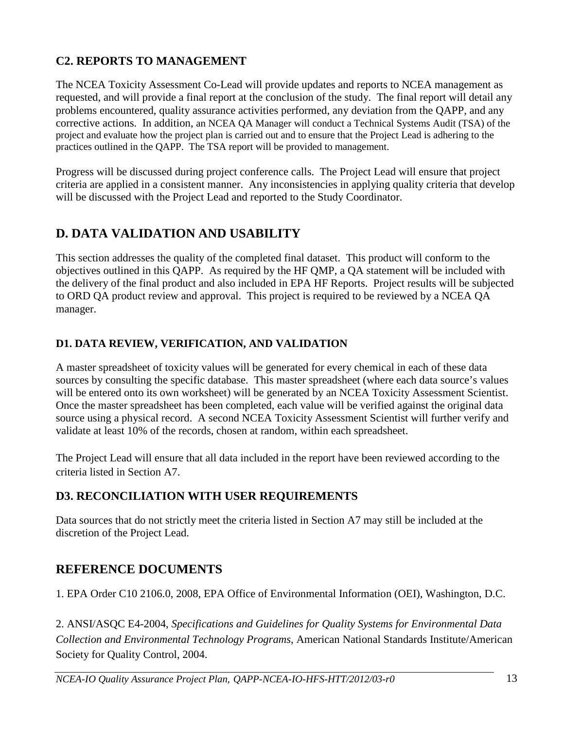## C2. REPORTS TO MANAGEMENT

The NCEA Toxicity Assessment Co-Lead will provide updates and reports to NCEA management as requested, and will provide a final report at the conclusion of the study. The final report will detail any problems encountered, quality assurance activities performed, any deviation from the QAPP, and any corrective actions. In addition, an NCEA QA Manager will conduct a Technical Systems Audit (TSA) of the project and evaluate how the project plan is carried out and to ensure that the Project Lead is adhering to the practices outlined in the QAPP. The TSA report will be provided to management.

Progress will be discussed during project conference calls. The Project Lead will ensure that project criteria are applied in a consistent manner. Any inconsistencies in applying quality criteria that develop will be discussed with the Project Lead and reported to the Study Coordinator.

# D. DATA VALIDATION AND USABILITY

This section addresses the quality of the completed final dataset. This product will conform to the objectives outlined in this QAPP. As required by the HF QMP, a QA statement will be included with the delivery of the final product and also included in EPA HF Reports. Project results will be subjected to ORD QA product review and approval. This project is required to be reviewed by a NCEA QA manager.

### D1. DATA REVIEW, VERIFICATION, AND VALIDATION

A master spreadsheet of toxicity values will be generated for every chemical in each of these data sources by consulting the specific database. This master spreadsheet (where each data source's values will be entered onto its own worksheet) will be generated by an NCEA Toxicity Assessment Scientist. Once the master spreadsheet has been completed, each value will be verified against the original data source using a physical record. A second NCEA Toxicity Assessment Scientist will further verify and validate at least 10% of the records, chosen at random, within each spreadsheet.

The Project Lead will ensure that all data included in the report have been reviewed according to the criteria listed in Section A7.

## D3. RECONCILIATION WITH USER REQUIREMENTS

Data sources that do not strictly meet the criteria listed in Section A7 may still be included at the discretion of the Project Lead.

# REFERENCE DOCUMENTS

1. EPA Order C10 2106.0, 2008, EPA Office of Environmental Information (OEI), Washington, D.C.

2. ANSI/ASQC E4-2004, *Specifications and Guidelines for Quality Systems for Environmental Data Collection and Environmental Technology Programs*, American National Standards Institute/American Society for Quality Control, 2004.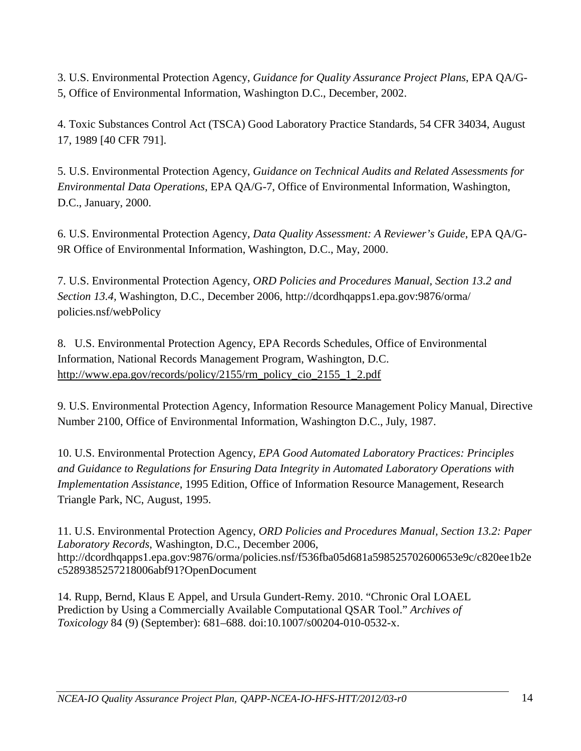3. U.S. Environmental Protection Agency, *Guidance for Quality Assurance Project Plans*, EPA QA/G-5, Office of Environmental Information, Washington D.C., December, 2002.

4. Toxic Substances Control Act (TSCA) Good Laboratory Practice Standards, 54 CFR 34034, August 17, 1989 [40 CFR 791].

5. U.S. Environmental Protection Agency, *Guidance on Technical Audits and Related Assessments for Environmental Data Operations*, EPA QA/G-7, Office of Environmental Information, Washington, D.C., January, 2000.

6. U.S. Environmental Protection Agency, *Data Quality Assessment: A Reviewer's Guide*, EPA QA/G-9R Office of Environmental Information, Washington, D.C., May, 2000.

7. U.S. Environmental Protection Agency, *ORD Policies and Procedures Manual, Section 13.2 and Section 13.4,* Washington, D.C., December 2006, http://dcordhqapps1.epa.gov:9876/orma/policies.nsf/webPolicy

8. U.S. Environmental Protection Agency, EPA Records Schedules, Office of Environmental Information, National Records Management Program, Washington, D.C. http://www.epa.gov/records/policy/2155/rm_policy_cio_2155_1_2.pdf

9. U.S. Environmental Protection Agency, Information Resource Management Policy Manual, Directive Number 2100, Office of Environmental Information, Washington D.C., July, 1987.

10. U.S. Environmental Protection Agency, *EPA Good Automated Laboratory Practices: Principles and Guidance to Regulations for Ensuring Data Integrity in Automated Laboratory Operations with Implementation Assistance*, 1995 Edition, Office of Information Resource Management, Research Triangle Park, NC, August, 1995.

11. U.S. Environmental Protection Agency, *ORD Policies and Procedures Manual, Section 13.2: Paper Laboratory Records*, Washington, D.C., December 2006, http://dcordhqapps1.epa.gov:9876/orma/policies.nsf/f536fba05d681a598525702600653e9c/c820ee1b2ec5289385257218006abf91?OpenDocument

14. Rupp, Bernd, Klaus E Appel, and Ursula Gundert-Remy. 2010. "Chronic Oral LOAEL Prediction by Using a Commercially Available Computational QSAR Tool." *Archives of Toxicology* 84 (9) (September): 681–688. doi:10.1007/s00204-010-0532-x.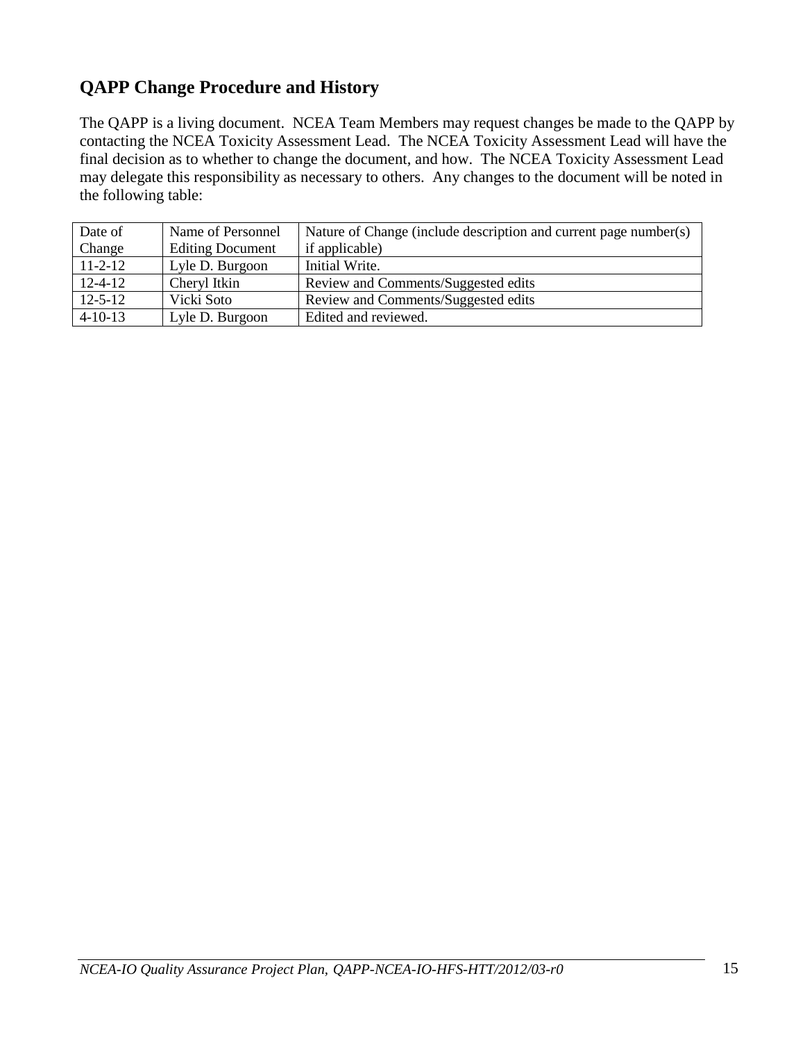## QAPP Change Procedure and History

The QAPP is a living document. NCEA Team Members may request changes be made to the QAPP by contacting the NCEA Toxicity Assessment Lead. The NCEA Toxicity Assessment Lead will have the final decision as to whether to change the document, and how. The NCEA Toxicity Assessment Lead may delegate this responsibility as necessary to others. Any changes to the document will be noted in the following table:

| Date of Change | Name of Personnel Editing Document | Nature of Change (include description and current page number(s) if applicable) |
|---|---|---|
| 11-2-12 | Lyle D. Burgoon | Initial Write. |
| 12-4-12 | Cheryl Itkin | Review and Comments/Suggested edits |
| 12-5-12 | Vicki Soto | Review and Comments/Suggested edits |
| 4-10-13 | Lyle D. Burgoon | Edited and reviewed. |